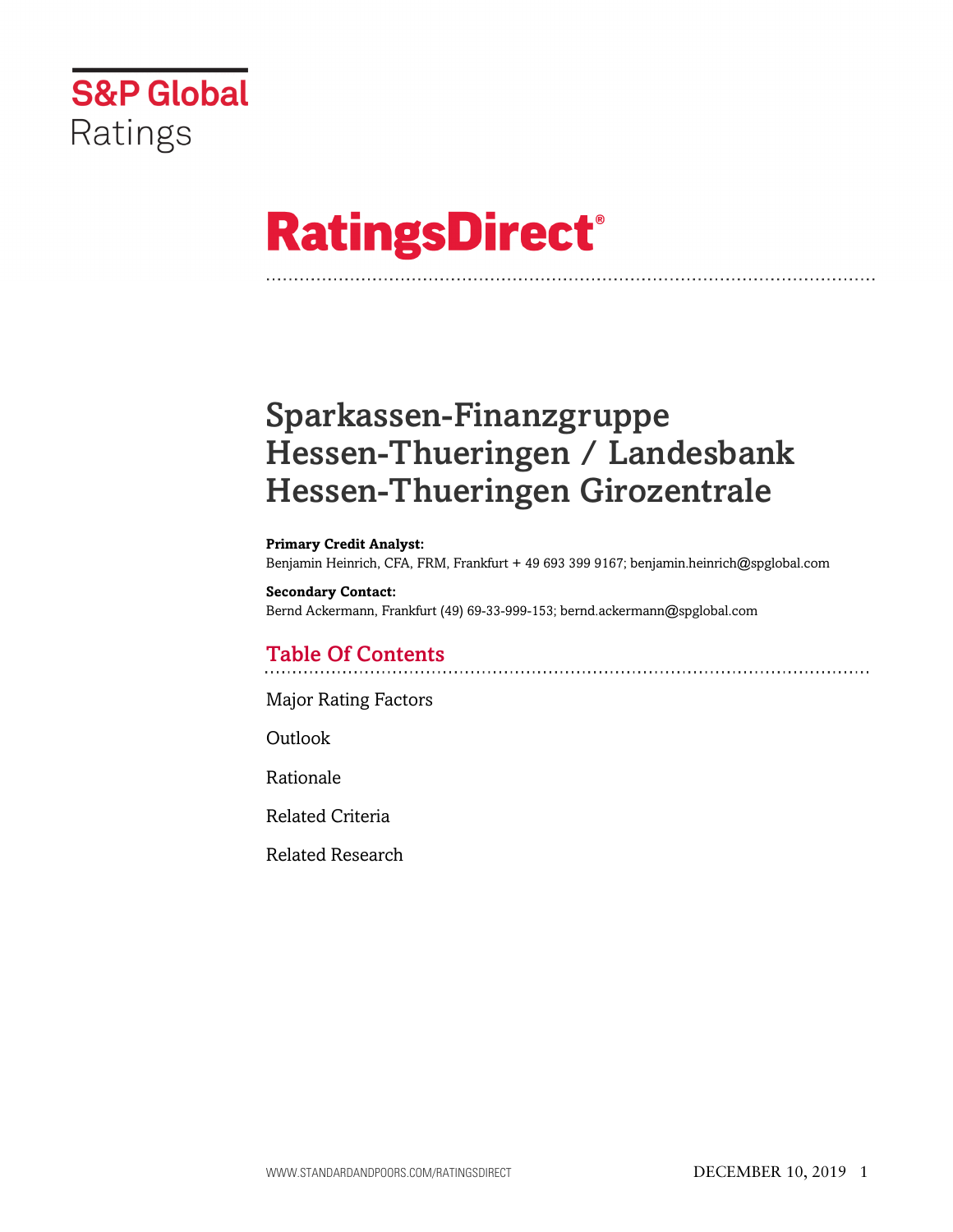S&P Global Ratings

# RatingsDirect®

# Sparkassen-Finanzgruppe Hessen-Thueringen / Landesbank Hessen-Thueringen Girozentrale

**Primary Credit Analyst:**
Benjamin Heinrich, CFA, FRM, Frankfurt + 49 693 399 9167; benjamin.heinrich@spglobal.com

**Secondary Contact:**
Bernd Ackermann, Frankfurt (49) 69-33-999-153; bernd.ackermann@spglobal.com

## Table Of Contents

Major Rating Factors

Outlook

Rationale

Related Criteria

Related Research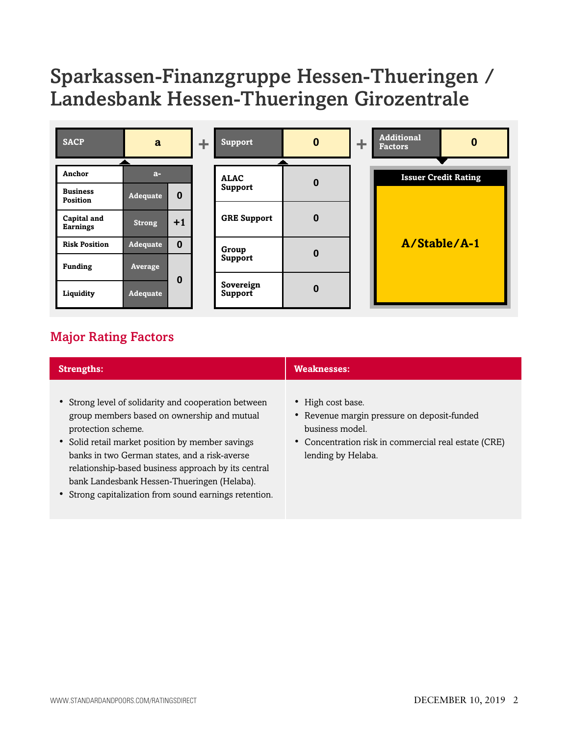# Sparkassen-Finanzgruppe Hessen-Thueringen / Landesbank Hessen-Thueringen Girozentrale

| SACP | a |
|---|---|
| Anchor | a- |
| Business Position | Adequate | 0 |
| Capital and Earnings | Strong | +1 |
| Risk Position | Adequate | 0 |
| Funding | Average | 0 |
| Liquidity | Adequate | |

+

| Support | 0 |
|---|---|
| ALAC Support | 0 |
| GRE Support | 0 |
| Group Support | 0 |
| Sovereign Support | 0 |

+

| Additional Factors | 0 |
|---|---|

**Issuer Credit Rating**

**A/Stable/A-1**

## Major Rating Factors

| Strengths: | Weaknesses: |
|---|---|
| • Strong level of solidarity and cooperation between group members based on ownership and mutual protection scheme.<br>• Solid retail market position by member savings banks in two German states, and a risk-averse relationship-based business approach by its central bank Landesbank Hessen-Thueringen (Helaba).<br>• Strong capitalization from sound earnings retention. | • High cost base.<br>• Revenue margin pressure on deposit-funded business model.<br>• Concentration risk in commercial real estate (CRE) lending by Helaba. |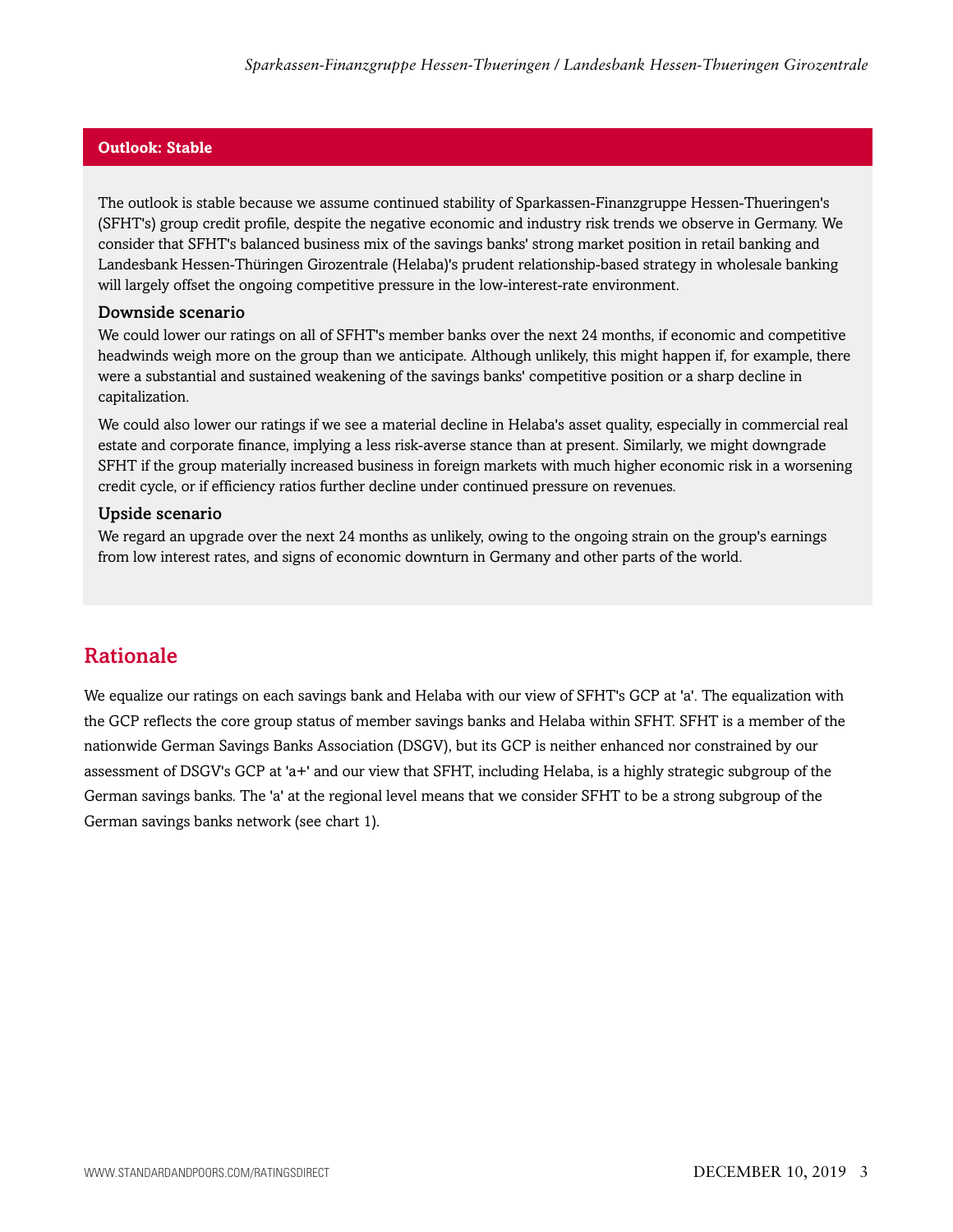## Outlook: Stable

The outlook is stable because we assume continued stability of Sparkassen-Finanzgruppe Hessen-Thueringen's (SFHT's) group credit profile, despite the negative economic and industry risk trends we observe in Germany. We consider that SFHT's balanced business mix of the savings banks' strong market position in retail banking and Landesbank Hessen-Thüringen Girozentrale (Helaba)'s prudent relationship-based strategy in wholesale banking will largely offset the ongoing competitive pressure in the low-interest-rate environment.

### Downside scenario

We could lower our ratings on all of SFHT's member banks over the next 24 months, if economic and competitive headwinds weigh more on the group than we anticipate. Although unlikely, this might happen if, for example, there were a substantial and sustained weakening of the savings banks' competitive position or a sharp decline in capitalization.

We could also lower our ratings if we see a material decline in Helaba's asset quality, especially in commercial real estate and corporate finance, implying a less risk-averse stance than at present. Similarly, we might downgrade SFHT if the group materially increased business in foreign markets with much higher economic risk in a worsening credit cycle, or if efficiency ratios further decline under continued pressure on revenues.

### Upside scenario

We regard an upgrade over the next 24 months as unlikely, owing to the ongoing strain on the group's earnings from low interest rates, and signs of economic downturn in Germany and other parts of the world.

## Rationale

We equalize our ratings on each savings bank and Helaba with our view of SFHT's GCP at 'a'. The equalization with the GCP reflects the core group status of member savings banks and Helaba within SFHT. SFHT is a member of the nationwide German Savings Banks Association (DSGV), but its GCP is neither enhanced nor constrained by our assessment of DSGV's GCP at 'a+' and our view that SFHT, including Helaba, is a highly strategic subgroup of the German savings banks. The 'a' at the regional level means that we consider SFHT to be a strong subgroup of the German savings banks network (see chart 1).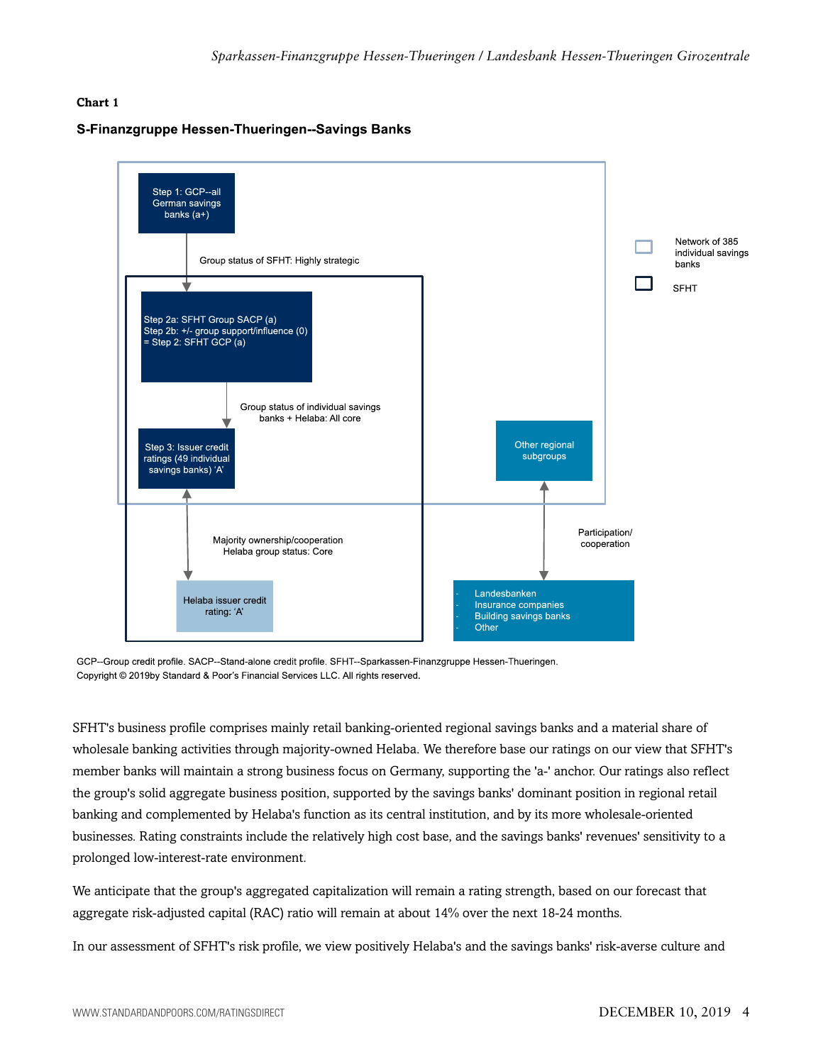**Chart 1**

**S-Finanzgruppe Hessen-Thueringen--Savings Banks**

Step 1: GCP--all German savings banks (a+)

Group status of SFHT: Highly strategic

Step 2a: SFHT Group SACP (a)
Step 2b: +/- group support/influence (0)
= Step 2: SFHT GCP (a)

Group status of individual savings banks + Helaba: All core

Step 3: Issuer credit ratings (49 individual savings banks) 'A'

Majority ownership/cooperation
Helaba group status: Core

Helaba issuer credit rating: 'A'

Other regional subgroups

Participation/cooperation

- Landesbanken
- Insurance companies
- Building savings banks
- Other

Network of 385 individual savings banks

SFHT

GCP--Group credit profile. SACP--Stand-alone credit profile. SFHT--Sparkassen-Finanzgruppe Hessen-Thueringen.
Copyright © 2019by Standard & Poor's Financial Services LLC. All rights reserved.

SFHT's business profile comprises mainly retail banking-oriented regional savings banks and a material share of wholesale banking activities through majority-owned Helaba. We therefore base our ratings on our view that SFHT's member banks will maintain a strong business focus on Germany, supporting the 'a-' anchor. Our ratings also reflect the group's solid aggregate business position, supported by the savings banks' dominant position in regional retail banking and complemented by Helaba's function as its central institution, and by its more wholesale-oriented businesses. Rating constraints include the relatively high cost base, and the savings banks' revenues' sensitivity to a prolonged low-interest-rate environment.

We anticipate that the group's aggregated capitalization will remain a rating strength, based on our forecast that aggregate risk-adjusted capital (RAC) ratio will remain at about 14% over the next 18-24 months.

In our assessment of SFHT's risk profile, we view positively Helaba's and the savings banks' risk-averse culture and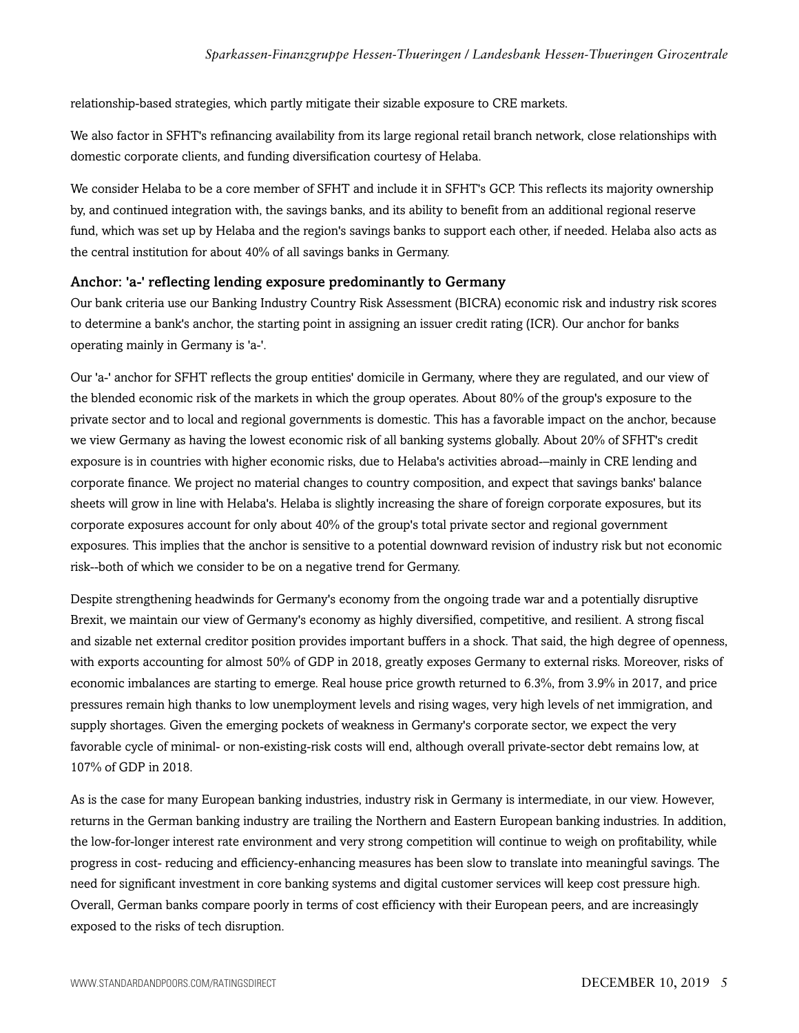relationship-based strategies, which partly mitigate their sizable exposure to CRE markets.

We also factor in SFHT's refinancing availability from its large regional retail branch network, close relationships with domestic corporate clients, and funding diversification courtesy of Helaba.

We consider Helaba to be a core member of SFHT and include it in SFHT's GCP. This reflects its majority ownership by, and continued integration with, the savings banks, and its ability to benefit from an additional regional reserve fund, which was set up by Helaba and the region's savings banks to support each other, if needed. Helaba also acts as the central institution for about 40% of all savings banks in Germany.

### Anchor: 'a-' reflecting lending exposure predominantly to Germany

Our bank criteria use our Banking Industry Country Risk Assessment (BICRA) economic risk and industry risk scores to determine a bank's anchor, the starting point in assigning an issuer credit rating (ICR). Our anchor for banks operating mainly in Germany is 'a-'.

Our 'a-' anchor for SFHT reflects the group entities' domicile in Germany, where they are regulated, and our view of the blended economic risk of the markets in which the group operates. About 80% of the group's exposure to the private sector and to local and regional governments is domestic. This has a favorable impact on the anchor, because we view Germany as having the lowest economic risk of all banking systems globally. About 20% of SFHT's credit exposure is in countries with higher economic risks, due to Helaba's activities abroad--mainly in CRE lending and corporate finance. We project no material changes to country composition, and expect that savings banks' balance sheets will grow in line with Helaba's. Helaba is slightly increasing the share of foreign corporate exposures, but its corporate exposures account for only about 40% of the group's total private sector and regional government exposures. This implies that the anchor is sensitive to a potential downward revision of industry risk but not economic risk--both of which we consider to be on a negative trend for Germany.

Despite strengthening headwinds for Germany's economy from the ongoing trade war and a potentially disruptive Brexit, we maintain our view of Germany's economy as highly diversified, competitive, and resilient. A strong fiscal and sizable net external creditor position provides important buffers in a shock. That said, the high degree of openness, with exports accounting for almost 50% of GDP in 2018, greatly exposes Germany to external risks. Moreover, risks of economic imbalances are starting to emerge. Real house price growth returned to 6.3%, from 3.9% in 2017, and price pressures remain high thanks to low unemployment levels and rising wages, very high levels of net immigration, and supply shortages. Given the emerging pockets of weakness in Germany's corporate sector, we expect the very favorable cycle of minimal- or non-existing-risk costs will end, although overall private-sector debt remains low, at 107% of GDP in 2018.

As is the case for many European banking industries, industry risk in Germany is intermediate, in our view. However, returns in the German banking industry are trailing the Northern and Eastern European banking industries. In addition, the low-for-longer interest rate environment and very strong competition will continue to weigh on profitability, while progress in cost- reducing and efficiency-enhancing measures has been slow to translate into meaningful savings. The need for significant investment in core banking systems and digital customer services will keep cost pressure high. Overall, German banks compare poorly in terms of cost efficiency with their European peers, and are increasingly exposed to the risks of tech disruption.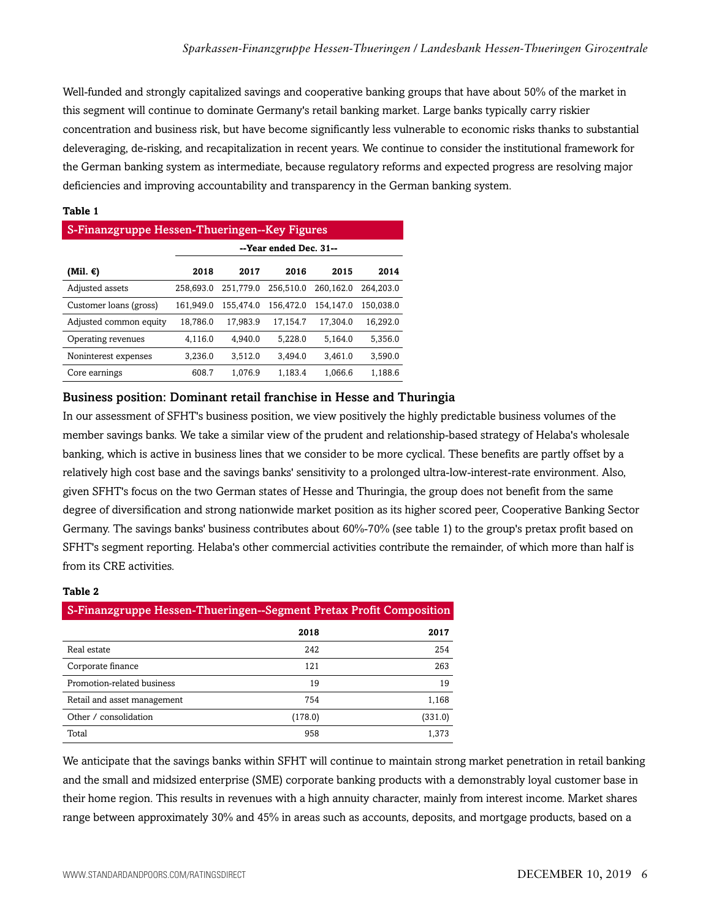Well-funded and strongly capitalized savings and cooperative banking groups that have about 50% of the market in this segment will continue to dominate Germany's retail banking market. Large banks typically carry riskier concentration and business risk, but have become significantly less vulnerable to economic risks thanks to substantial deleveraging, de-risking, and recapitalization in recent years. We continue to consider the institutional framework for the German banking system as intermediate, because regulatory reforms and expected progress are resolving major deficiencies and improving accountability and transparency in the German banking system.

**Table 1**

**S-Finanzgruppe Hessen-Thueringen--Key Figures**

| | --Year ended Dec. 31-- | | | | |
|---|---|---|---|---|---|
| **(Mil. €)** | **2018** | **2017** | **2016** | **2015** | **2014** |
| Adjusted assets | 258,693.0 | 251,779.0 | 256,510.0 | 260,162.0 | 264,203.0 |
| Customer loans (gross) | 161,949.0 | 155,474.0 | 156,472.0 | 154,147.0 | 150,038.0 |
| Adjusted common equity | 18,786.0 | 17,983.9 | 17,154.7 | 17,304.0 | 16,292.0 |
| Operating revenues | 4,116.0 | 4,940.0 | 5,228.0 | 5,164.0 | 5,356.0 |
| Noninterest expenses | 3,236.0 | 3,512.0 | 3,494.0 | 3,461.0 | 3,590.0 |
| Core earnings | 608.7 | 1,076.9 | 1,183.4 | 1,066.6 | 1,188.6 |

## Business position: Dominant retail franchise in Hesse and Thuringia

In our assessment of SFHT's business position, we view positively the highly predictable business volumes of the member savings banks. We take a similar view of the prudent and relationship-based strategy of Helaba's wholesale banking, which is active in business lines that we consider to be more cyclical. These benefits are partly offset by a relatively high cost base and the savings banks' sensitivity to a prolonged ultra-low-interest-rate environment. Also, given SFHT's focus on the two German states of Hesse and Thuringia, the group does not benefit from the same degree of diversification and strong nationwide market position as its higher scored peer, Cooperative Banking Sector Germany. The savings banks' business contributes about 60%-70% (see table 1) to the group's pretax profit based on SFHT's segment reporting. Helaba's other commercial activities contribute the remainder, of which more than half is from its CRE activities.

**Table 2**

**S-Finanzgruppe Hessen-Thueringen--Segment Pretax Profit Composition**

| | **2018** | **2017** |
|---|---|---|
| Real estate | 242 | 254 |
| Corporate finance | 121 | 263 |
| Promotion-related business | 19 | 19 |
| Retail and asset management | 754 | 1,168 |
| Other / consolidation | (178.0) | (331.0) |
| Total | 958 | 1,373 |

We anticipate that the savings banks within SFHT will continue to maintain strong market penetration in retail banking and the small and midsized enterprise (SME) corporate banking products with a demonstrably loyal customer base in their home region. This results in revenues with a high annuity character, mainly from interest income. Market shares range between approximately 30% and 45% in areas such as accounts, deposits, and mortgage products, based on a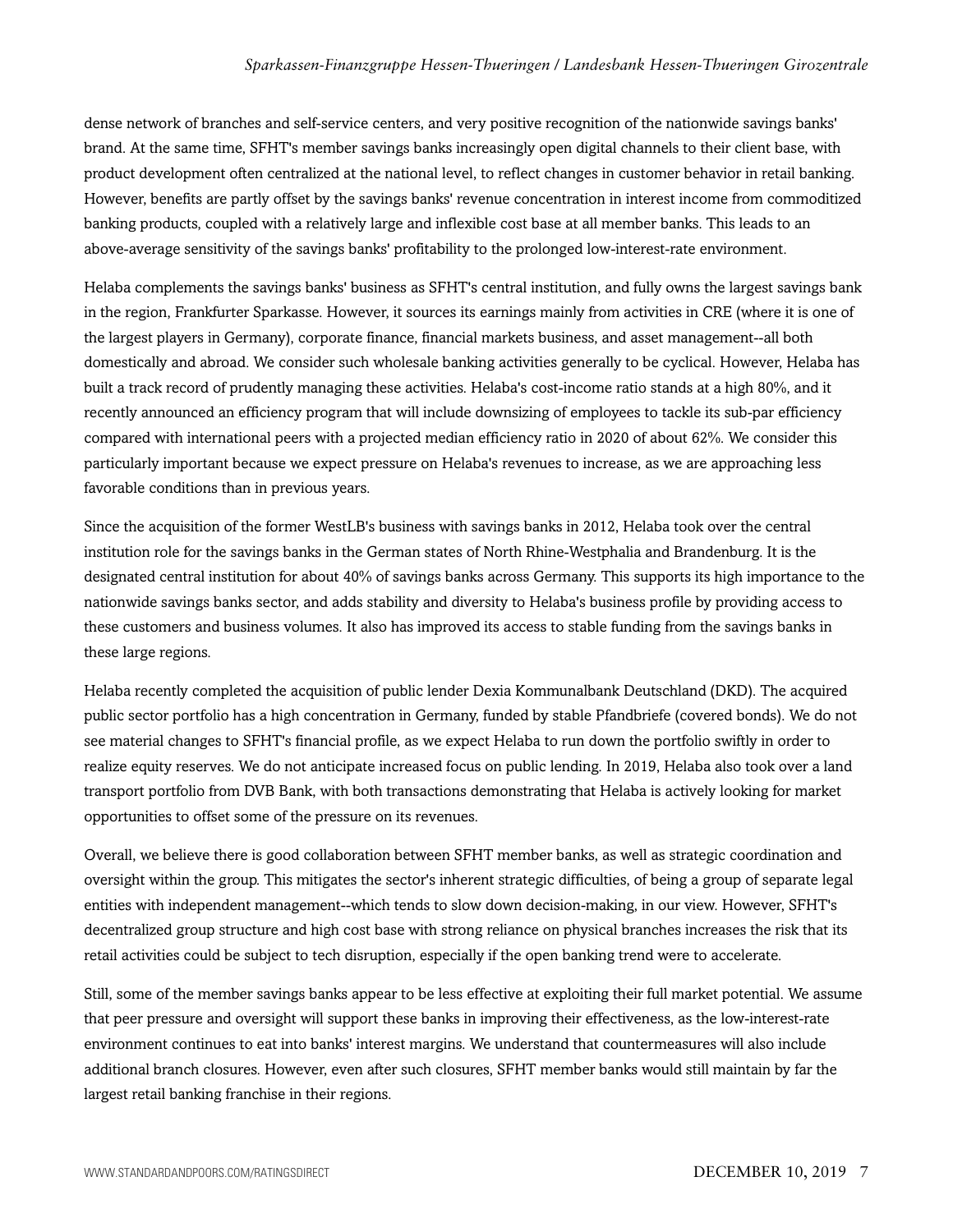dense network of branches and self-service centers, and very positive recognition of the nationwide savings banks' brand. At the same time, SFHT's member savings banks increasingly open digital channels to their client base, with product development often centralized at the national level, to reflect changes in customer behavior in retail banking. However, benefits are partly offset by the savings banks' revenue concentration in interest income from commoditized banking products, coupled with a relatively large and inflexible cost base at all member banks. This leads to an above-average sensitivity of the savings banks' profitability to the prolonged low-interest-rate environment.

Helaba complements the savings banks' business as SFHT's central institution, and fully owns the largest savings bank in the region, Frankfurter Sparkasse. However, it sources its earnings mainly from activities in CRE (where it is one of the largest players in Germany), corporate finance, financial markets business, and asset management--all both domestically and abroad. We consider such wholesale banking activities generally to be cyclical. However, Helaba has built a track record of prudently managing these activities. Helaba's cost-income ratio stands at a high 80%, and it recently announced an efficiency program that will include downsizing of employees to tackle its sub-par efficiency compared with international peers with a projected median efficiency ratio in 2020 of about 62%. We consider this particularly important because we expect pressure on Helaba's revenues to increase, as we are approaching less favorable conditions than in previous years.

Since the acquisition of the former WestLB's business with savings banks in 2012, Helaba took over the central institution role for the savings banks in the German states of North Rhine-Westphalia and Brandenburg. It is the designated central institution for about 40% of savings banks across Germany. This supports its high importance to the nationwide savings banks sector, and adds stability and diversity to Helaba's business profile by providing access to these customers and business volumes. It also has improved its access to stable funding from the savings banks in these large regions.

Helaba recently completed the acquisition of public lender Dexia Kommunalbank Deutschland (DKD). The acquired public sector portfolio has a high concentration in Germany, funded by stable Pfandbriefe (covered bonds). We do not see material changes to SFHT's financial profile, as we expect Helaba to run down the portfolio swiftly in order to realize equity reserves. We do not anticipate increased focus on public lending. In 2019, Helaba also took over a land transport portfolio from DVB Bank, with both transactions demonstrating that Helaba is actively looking for market opportunities to offset some of the pressure on its revenues.

Overall, we believe there is good collaboration between SFHT member banks, as well as strategic coordination and oversight within the group. This mitigates the sector's inherent strategic difficulties, of being a group of separate legal entities with independent management--which tends to slow down decision-making, in our view. However, SFHT's decentralized group structure and high cost base with strong reliance on physical branches increases the risk that its retail activities could be subject to tech disruption, especially if the open banking trend were to accelerate.

Still, some of the member savings banks appear to be less effective at exploiting their full market potential. We assume that peer pressure and oversight will support these banks in improving their effectiveness, as the low-interest-rate environment continues to eat into banks' interest margins. We understand that countermeasures will also include additional branch closures. However, even after such closures, SFHT member banks would still maintain by far the largest retail banking franchise in their regions.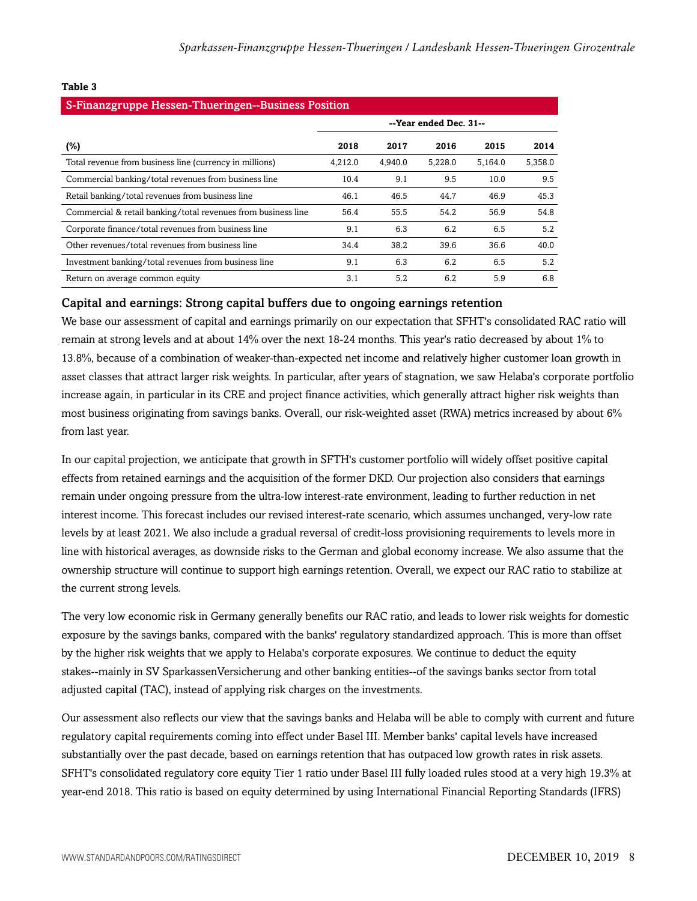**Table 3**

| S-Finanzgruppe Hessen-Thueringen--Business Position | | | | | |
|---|---|---|---|---|---|
| | --Year ended Dec. 31-- | | | | |
| **(%)** | **2018** | **2017** | **2016** | **2015** | **2014** |
| Total revenue from business line (currency in millions) | 4,212.0 | 4,940.0 | 5,228.0 | 5,164.0 | 5,358.0 |
| Commercial banking/total revenues from business line | 10.4 | 9.1 | 9.5 | 10.0 | 9.5 |
| Retail banking/total revenues from business line | 46.1 | 46.5 | 44.7 | 46.9 | 45.3 |
| Commercial & retail banking/total revenues from business line | 56.4 | 55.5 | 54.2 | 56.9 | 54.8 |
| Corporate finance/total revenues from business line | 9.1 | 6.3 | 6.2 | 6.5 | 5.2 |
| Other revenues/total revenues from business line | 34.4 | 38.2 | 39.6 | 36.6 | 40.0 |
| Investment banking/total revenues from business line | 9.1 | 6.3 | 6.2 | 6.5 | 5.2 |
| Return on average common equity | 3.1 | 5.2 | 6.2 | 5.9 | 6.8 |

### Capital and earnings: Strong capital buffers due to ongoing earnings retention

We base our assessment of capital and earnings primarily on our expectation that SFHT's consolidated RAC ratio will remain at strong levels and at about 14% over the next 18-24 months. This year's ratio decreased by about 1% to 13.8%, because of a combination of weaker-than-expected net income and relatively higher customer loan growth in asset classes that attract larger risk weights. In particular, after years of stagnation, we saw Helaba's corporate portfolio increase again, in particular in its CRE and project finance activities, which generally attract higher risk weights than most business originating from savings banks. Overall, our risk-weighted asset (RWA) metrics increased by about 6% from last year.

In our capital projection, we anticipate that growth in SFTH's customer portfolio will widely offset positive capital effects from retained earnings and the acquisition of the former DKD. Our projection also considers that earnings remain under ongoing pressure from the ultra-low interest-rate environment, leading to further reduction in net interest income. This forecast includes our revised interest-rate scenario, which assumes unchanged, very-low rate levels by at least 2021. We also include a gradual reversal of credit-loss provisioning requirements to levels more in line with historical averages, as downside risks to the German and global economy increase. We also assume that the ownership structure will continue to support high earnings retention. Overall, we expect our RAC ratio to stabilize at the current strong levels.

The very low economic risk in Germany generally benefits our RAC ratio, and leads to lower risk weights for domestic exposure by the savings banks, compared with the banks' regulatory standardized approach. This is more than offset by the higher risk weights that we apply to Helaba's corporate exposures. We continue to deduct the equity stakes--mainly in SV SparkassenVersicherung and other banking entities--of the savings banks sector from total adjusted capital (TAC), instead of applying risk charges on the investments.

Our assessment also reflects our view that the savings banks and Helaba will be able to comply with current and future regulatory capital requirements coming into effect under Basel III. Member banks' capital levels have increased substantially over the past decade, based on earnings retention that has outpaced low growth rates in risk assets. SFHT's consolidated regulatory core equity Tier 1 ratio under Basel III fully loaded rules stood at a very high 19.3% at year-end 2018. This ratio is based on equity determined by using International Financial Reporting Standards (IFRS)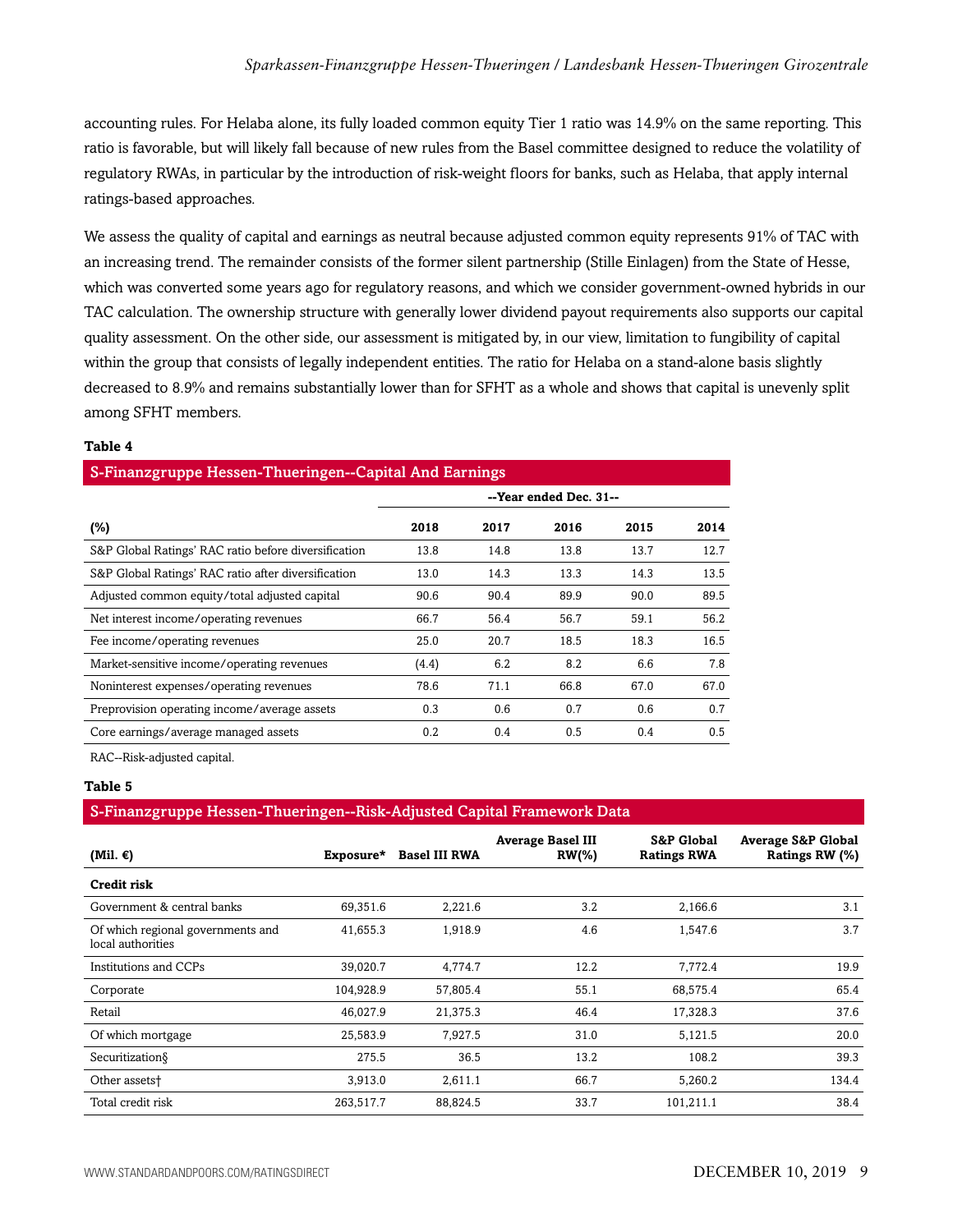accounting rules. For Helaba alone, its fully loaded common equity Tier 1 ratio was 14.9% on the same reporting. This ratio is favorable, but will likely fall because of new rules from the Basel committee designed to reduce the volatility of regulatory RWAs, in particular by the introduction of risk-weight floors for banks, such as Helaba, that apply internal ratings-based approaches.

We assess the quality of capital and earnings as neutral because adjusted common equity represents 91% of TAC with an increasing trend. The remainder consists of the former silent partnership (Stille Einlagen) from the State of Hesse, which was converted some years ago for regulatory reasons, and which we consider government-owned hybrids in our TAC calculation. The ownership structure with generally lower dividend payout requirements also supports our capital quality assessment. On the other side, our assessment is mitigated by, in our view, limitation to fungibility of capital within the group that consists of legally independent entities. The ratio for Helaba on a stand-alone basis slightly decreased to 8.9% and remains substantially lower than for SFHT as a whole and shows that capital is unevenly split among SFHT members.

**Table 4**

**S-Finanzgruppe Hessen-Thueringen--Capital And Earnings**

| | --Year ended Dec. 31-- | | | | |
|---|---|---|---|---|---|
| **(%)** | **2018** | **2017** | **2016** | **2015** | **2014** |
| S&P Global Ratings' RAC ratio before diversification | 13.8 | 14.8 | 13.8 | 13.7 | 12.7 |
| S&P Global Ratings' RAC ratio after diversification | 13.0 | 14.3 | 13.3 | 14.3 | 13.5 |
| Adjusted common equity/total adjusted capital | 90.6 | 90.4 | 89.9 | 90.0 | 89.5 |
| Net interest income/operating revenues | 66.7 | 56.4 | 56.7 | 59.1 | 56.2 |
| Fee income/operating revenues | 25.0 | 20.7 | 18.5 | 18.3 | 16.5 |
| Market-sensitive income/operating revenues | (4.4) | 6.2 | 8.2 | 6.6 | 7.8 |
| Noninterest expenses/operating revenues | 78.6 | 71.1 | 66.8 | 67.0 | 67.0 |
| Preprovision operating income/average assets | 0.3 | 0.6 | 0.7 | 0.6 | 0.7 |
| Core earnings/average managed assets | 0.2 | 0.4 | 0.5 | 0.4 | 0.5 |

RAC--Risk-adjusted capital.

**Table 5**

**S-Finanzgruppe Hessen-Thueringen--Risk-Adjusted Capital Framework Data**

| (Mil. €) | Exposure* | Basel III RWA | Average Basel III RW(%) | S&P Global Ratings RWA | Average S&P Global Ratings RW (%) |
|---|---|---|---|---|---|
| **Credit risk** | | | | | |
| Government & central banks | 69,351.6 | 2,221.6 | 3.2 | 2,166.6 | 3.1 |
| Of which regional governments and local authorities | 41,655.3 | 1,918.9 | 4.6 | 1,547.6 | 3.7 |
| Institutions and CCPs | 39,020.7 | 4,774.7 | 12.2 | 7,772.4 | 19.9 |
| Corporate | 104,928.9 | 57,805.4 | 55.1 | 68,575.4 | 65.4 |
| Retail | 46,027.9 | 21,375.3 | 46.4 | 17,328.3 | 37.6 |
| Of which mortgage | 25,583.9 | 7,927.5 | 31.0 | 5,121.5 | 20.0 |
| Securitization§ | 275.5 | 36.5 | 13.2 | 108.2 | 39.3 |
| Other assets† | 3,913.0 | 2,611.1 | 66.7 | 5,260.2 | 134.4 |
| Total credit risk | 263,517.7 | 88,824.5 | 33.7 | 101,211.1 | 38.4 |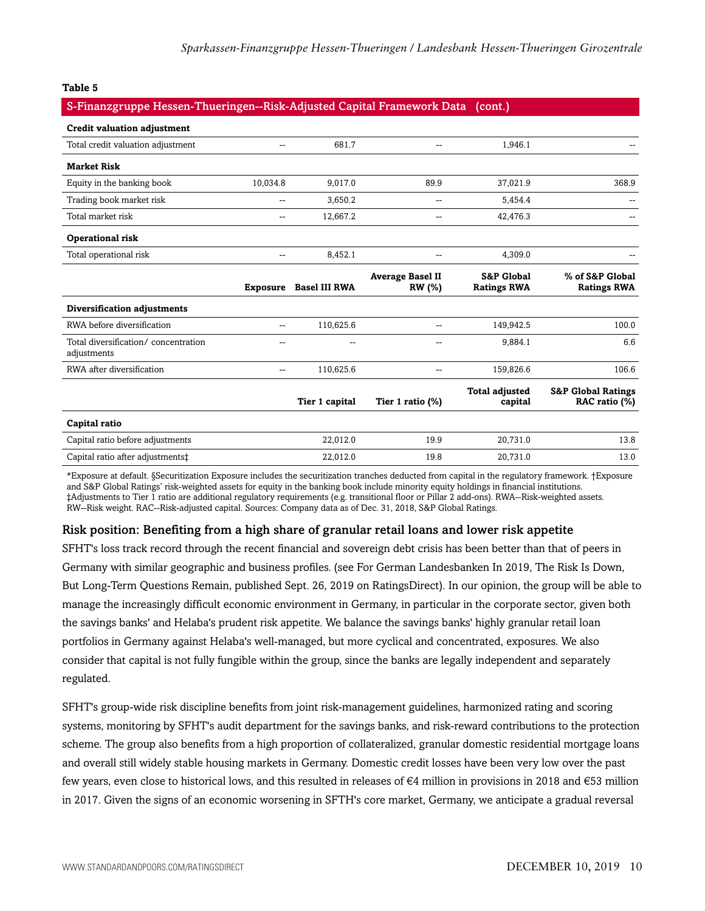**Table 5**

| S-Finanzgruppe Hessen-Thueringen--Risk-Adjusted Capital Framework Data (cont.) | | | | | |
|---|---|---|---|---|---|
| **Credit valuation adjustment** | | | | | |
| Total credit valuation adjustment | -- | 681.7 | -- | 1,946.1 | -- |
| **Market Risk** | | | | | |
| Equity in the banking book | 10,034.8 | 9,017.0 | 89.9 | 37,021.9 | 368.9 |
| Trading book market risk | -- | 3,650.2 | -- | 5,454.4 | -- |
| Total market risk | -- | 12,667.2 | -- | 42,476.3 | -- |
| **Operational risk** | | | | | |
| Total operational risk | -- | 8,452.1 | -- | 4,309.0 | -- |
| | **Exposure** | **Basel III RWA** | **Average Basel II RW (%)** | **S&P Global Ratings RWA** | **% of S&P Global Ratings RWA** |
| **Diversification adjustments** | | | | | |
| RWA before diversification | -- | 110,625.6 | -- | 149,942.5 | 100.0 |
| Total diversification/ concentration adjustments | -- | -- | -- | 9,884.1 | 6.6 |
| RWA after diversification | -- | 110,625.6 | -- | 159,826.6 | 106.6 |
| | | **Tier 1 capital** | **Tier 1 ratio (%)** | **Total adjusted capital** | **S&P Global Ratings RAC ratio (%)** |
| **Capital ratio** | | | | | |
| Capital ratio before adjustments | | 22,012.0 | 19.9 | 20,731.0 | 13.8 |
| Capital ratio after adjustments‡ | | 22,012.0 | 19.8 | 20,731.0 | 13.0 |

*Exposure at default. §Securitization Exposure includes the securitization tranches deducted from capital in the regulatory framework. †Exposure and S&P Global Ratings' risk-weighted assets for equity in the banking book include minority equity holdings in financial institutions. ‡Adjustments to Tier 1 ratio are additional regulatory requirements (e.g. transitional floor or Pillar 2 add-ons). RWA--Risk-weighted assets. RW--Risk weight. RAC--Risk-adjusted capital. Sources: Company data as of Dec. 31, 2018, S&P Global Ratings.

### Risk position: Benefiting from a high share of granular retail loans and lower risk appetite

SFHT's loss track record through the recent financial and sovereign debt crisis has been better than that of peers in Germany with similar geographic and business profiles. (see For German Landesbanken In 2019, The Risk Is Down, But Long-Term Questions Remain, published Sept. 26, 2019 on RatingsDirect). In our opinion, the group will be able to manage the increasingly difficult economic environment in Germany, in particular in the corporate sector, given both the savings banks' and Helaba's prudent risk appetite. We balance the savings banks' highly granular retail loan portfolios in Germany against Helaba's well-managed, but more cyclical and concentrated, exposures. We also consider that capital is not fully fungible within the group, since the banks are legally independent and separately regulated.

SFHT's group-wide risk discipline benefits from joint risk-management guidelines, harmonized rating and scoring systems, monitoring by SFHT's audit department for the savings banks, and risk-reward contributions to the protection scheme. The group also benefits from a high proportion of collateralized, granular domestic residential mortgage loans and overall still widely stable housing markets in Germany. Domestic credit losses have been very low over the past few years, even close to historical lows, and this resulted in releases of €4 million in provisions in 2018 and €53 million in 2017. Given the signs of an economic worsening in SFTH's core market, Germany, we anticipate a gradual reversal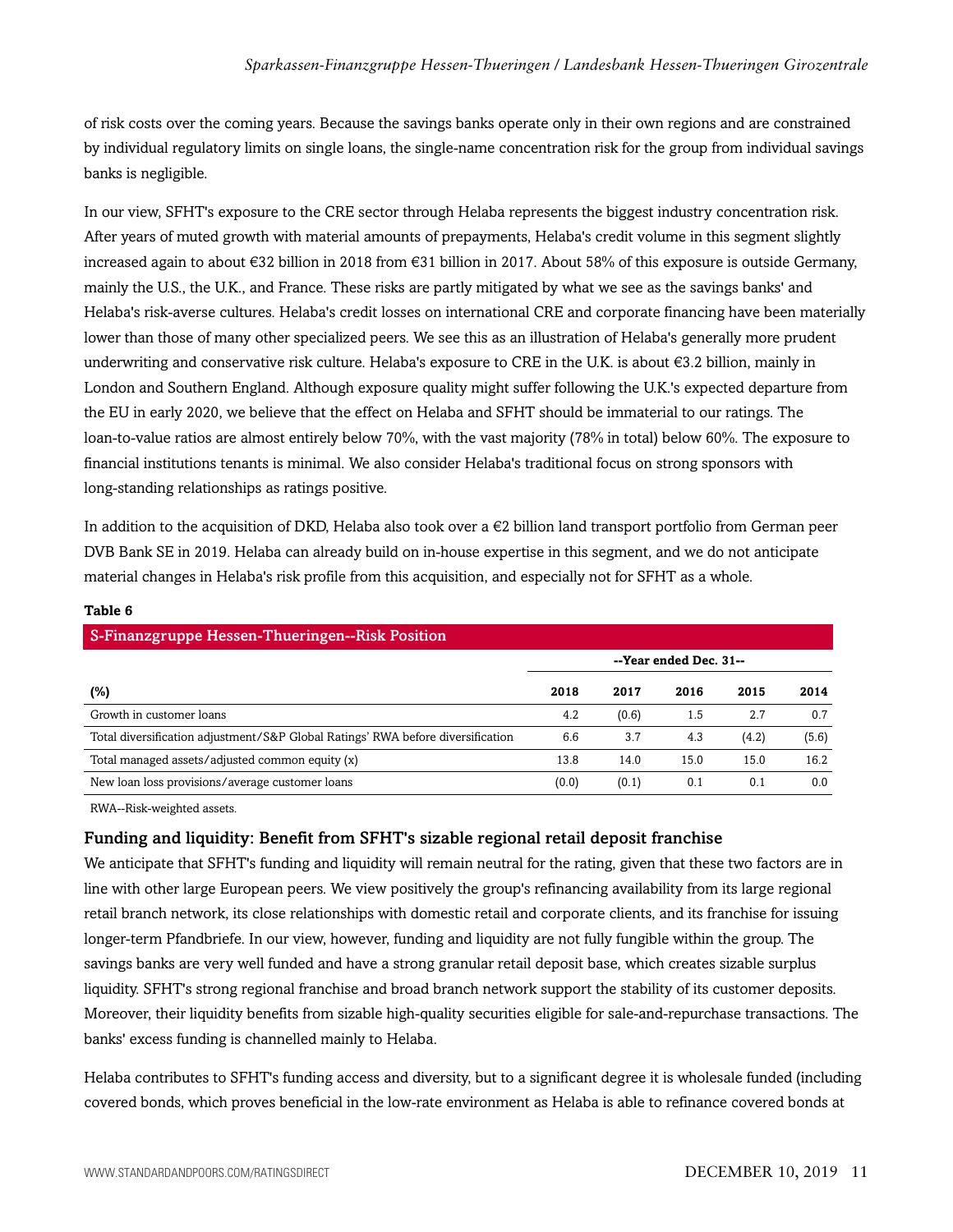of risk costs over the coming years. Because the savings banks operate only in their own regions and are constrained by individual regulatory limits on single loans, the single-name concentration risk for the group from individual savings banks is negligible.

In our view, SFHT's exposure to the CRE sector through Helaba represents the biggest industry concentration risk. After years of muted growth with material amounts of prepayments, Helaba's credit volume in this segment slightly increased again to about €32 billion in 2018 from €31 billion in 2017. About 58% of this exposure is outside Germany, mainly the U.S., the U.K., and France. These risks are partly mitigated by what we see as the savings banks' and Helaba's risk-averse cultures. Helaba's credit losses on international CRE and corporate financing have been materially lower than those of many other specialized peers. We see this as an illustration of Helaba's generally more prudent underwriting and conservative risk culture. Helaba's exposure to CRE in the U.K. is about €3.2 billion, mainly in London and Southern England. Although exposure quality might suffer following the U.K.'s expected departure from the EU in early 2020, we believe that the effect on Helaba and SFHT should be immaterial to our ratings. The loan-to-value ratios are almost entirely below 70%, with the vast majority (78% in total) below 60%. The exposure to financial institutions tenants is minimal. We also consider Helaba's traditional focus on strong sponsors with long-standing relationships as ratings positive.

In addition to the acquisition of DKD, Helaba also took over a €2 billion land transport portfolio from German peer DVB Bank SE in 2019. Helaba can already build on in-house expertise in this segment, and we do not anticipate material changes in Helaba's risk profile from this acquisition, and especially not for SFHT as a whole.

**Table 6**

**S-Finanzgruppe Hessen-Thueringen--Risk Position**

| | --Year ended Dec. 31-- | | | | |
|---|---|---|---|---|---|
| (%) | 2018 | 2017 | 2016 | 2015 | 2014 |
| Growth in customer loans | 4.2 | (0.6) | 1.5 | 2.7 | 0.7 |
| Total diversification adjustment/S&P Global Ratings' RWA before diversification | 6.6 | 3.7 | 4.3 | (4.2) | (5.6) |
| Total managed assets/adjusted common equity (x) | 13.8 | 14.0 | 15.0 | 15.0 | 16.2 |
| New loan loss provisions/average customer loans | (0.0) | (0.1) | 0.1 | 0.1 | 0.0 |

RWA--Risk-weighted assets.

### Funding and liquidity: Benefit from SFHT's sizable regional retail deposit franchise

We anticipate that SFHT's funding and liquidity will remain neutral for the rating, given that these two factors are in line with other large European peers. We view positively the group's refinancing availability from its large regional retail branch network, its close relationships with domestic retail and corporate clients, and its franchise for issuing longer-term Pfandbriefe. In our view, however, funding and liquidity are not fully fungible within the group. The savings banks are very well funded and have a strong granular retail deposit base, which creates sizable surplus liquidity. SFHT's strong regional franchise and broad branch network support the stability of its customer deposits. Moreover, their liquidity benefits from sizable high-quality securities eligible for sale-and-repurchase transactions. The banks' excess funding is channelled mainly to Helaba.

Helaba contributes to SFHT's funding access and diversity, but to a significant degree it is wholesale funded (including covered bonds, which proves beneficial in the low-rate environment as Helaba is able to refinance covered bonds at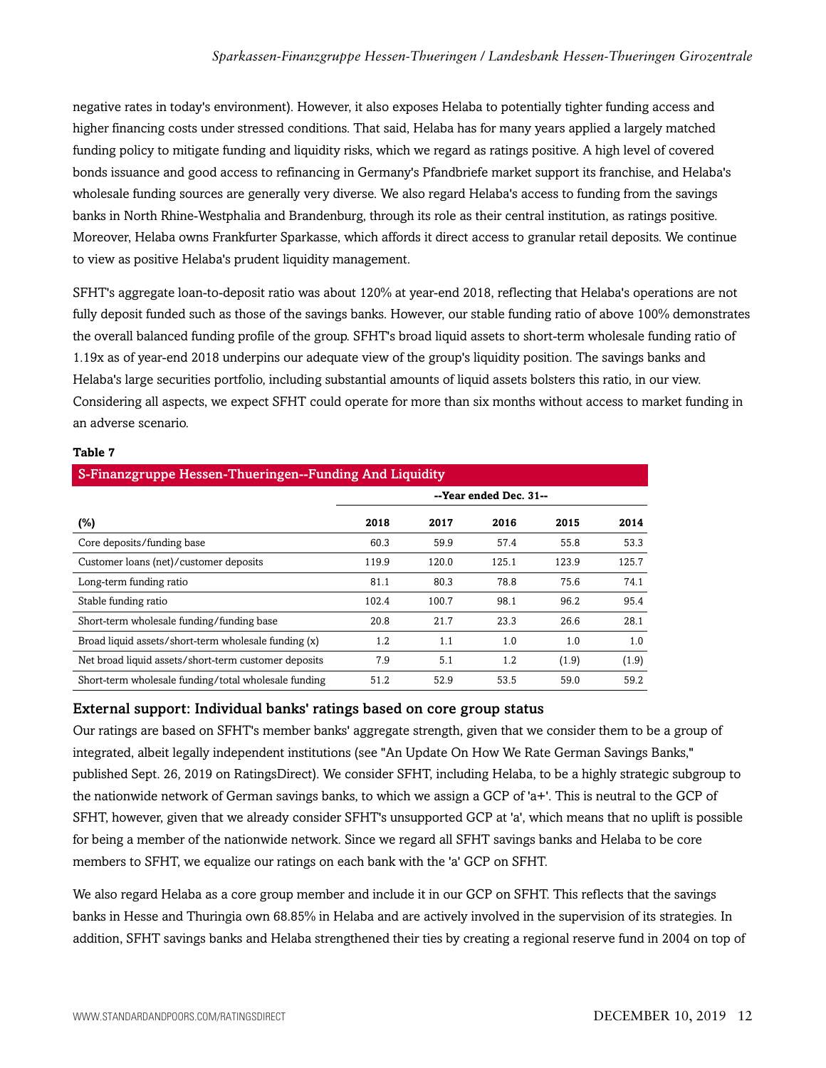negative rates in today's environment). However, it also exposes Helaba to potentially tighter funding access and higher financing costs under stressed conditions. That said, Helaba has for many years applied a largely matched funding policy to mitigate funding and liquidity risks, which we regard as ratings positive. A high level of covered bonds issuance and good access to refinancing in Germany's Pfandbriefe market support its franchise, and Helaba's wholesale funding sources are generally very diverse. We also regard Helaba's access to funding from the savings banks in North Rhine-Westphalia and Brandenburg, through its role as their central institution, as ratings positive. Moreover, Helaba owns Frankfurter Sparkasse, which affords it direct access to granular retail deposits. We continue to view as positive Helaba's prudent liquidity management.

SFHT's aggregate loan-to-deposit ratio was about 120% at year-end 2018, reflecting that Helaba's operations are not fully deposit funded such as those of the savings banks. However, our stable funding ratio of above 100% demonstrates the overall balanced funding profile of the group. SFHT's broad liquid assets to short-term wholesale funding ratio of 1.19x as of year-end 2018 underpins our adequate view of the group's liquidity position. The savings banks and Helaba's large securities portfolio, including substantial amounts of liquid assets bolsters this ratio, in our view. Considering all aspects, we expect SFHT could operate for more than six months without access to market funding in an adverse scenario.

**Table 7**

**S-Finanzgruppe Hessen-Thueringen--Funding And Liquidity**

| | --Year ended Dec. 31-- | | | | |
|---|---|---|---|---|---|
| **(%)** | **2018** | **2017** | **2016** | **2015** | **2014** |
| Core deposits/funding base | 60.3 | 59.9 | 57.4 | 55.8 | 53.3 |
| Customer loans (net)/customer deposits | 119.9 | 120.0 | 125.1 | 123.9 | 125.7 |
| Long-term funding ratio | 81.1 | 80.3 | 78.8 | 75.6 | 74.1 |
| Stable funding ratio | 102.4 | 100.7 | 98.1 | 96.2 | 95.4 |
| Short-term wholesale funding/funding base | 20.8 | 21.7 | 23.3 | 26.6 | 28.1 |
| Broad liquid assets/short-term wholesale funding (x) | 1.2 | 1.1 | 1.0 | 1.0 | 1.0 |
| Net broad liquid assets/short-term customer deposits | 7.9 | 5.1 | 1.2 | (1.9) | (1.9) |
| Short-term wholesale funding/total wholesale funding | 51.2 | 52.9 | 53.5 | 59.0 | 59.2 |

## External support: Individual banks' ratings based on core group status

Our ratings are based on SFHT's member banks' aggregate strength, given that we consider them to be a group of integrated, albeit legally independent institutions (see "An Update On How We Rate German Savings Banks," published Sept. 26, 2019 on RatingsDirect). We consider SFHT, including Helaba, to be a highly strategic subgroup to the nationwide network of German savings banks, to which we assign a GCP of 'a+'. This is neutral to the GCP of SFHT, however, given that we already consider SFHT's unsupported GCP at 'a', which means that no uplift is possible for being a member of the nationwide network. Since we regard all SFHT savings banks and Helaba to be core members to SFHT, we equalize our ratings on each bank with the 'a' GCP on SFHT.

We also regard Helaba as a core group member and include it in our GCP on SFHT. This reflects that the savings banks in Hesse and Thuringia own 68.85% in Helaba and are actively involved in the supervision of its strategies. In addition, SFHT savings banks and Helaba strengthened their ties by creating a regional reserve fund in 2004 on top of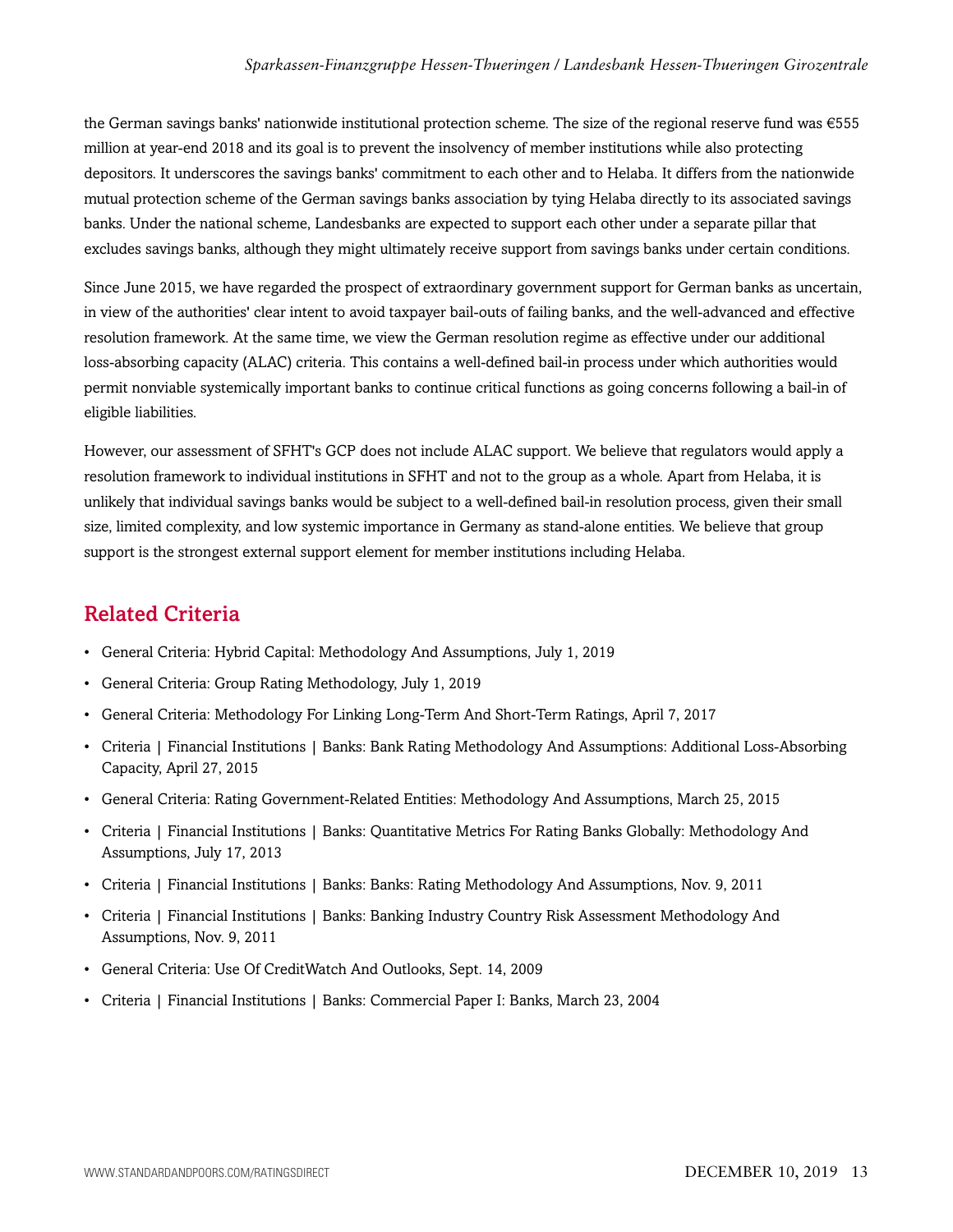the German savings banks' nationwide institutional protection scheme. The size of the regional reserve fund was €555 million at year-end 2018 and its goal is to prevent the insolvency of member institutions while also protecting depositors. It underscores the savings banks' commitment to each other and to Helaba. It differs from the nationwide mutual protection scheme of the German savings banks association by tying Helaba directly to its associated savings banks. Under the national scheme, Landesbanks are expected to support each other under a separate pillar that excludes savings banks, although they might ultimately receive support from savings banks under certain conditions.

Since June 2015, we have regarded the prospect of extraordinary government support for German banks as uncertain, in view of the authorities' clear intent to avoid taxpayer bail-outs of failing banks, and the well-advanced and effective resolution framework. At the same time, we view the German resolution regime as effective under our additional loss-absorbing capacity (ALAC) criteria. This contains a well-defined bail-in process under which authorities would permit nonviable systemically important banks to continue critical functions as going concerns following a bail-in of eligible liabilities.

However, our assessment of SFHT's GCP does not include ALAC support. We believe that regulators would apply a resolution framework to individual institutions in SFHT and not to the group as a whole. Apart from Helaba, it is unlikely that individual savings banks would be subject to a well-defined bail-in resolution process, given their small size, limited complexity, and low systemic importance in Germany as stand-alone entities. We believe that group support is the strongest external support element for member institutions including Helaba.

## Related Criteria

- General Criteria: Hybrid Capital: Methodology And Assumptions, July 1, 2019
- General Criteria: Group Rating Methodology, July 1, 2019
- General Criteria: Methodology For Linking Long-Term And Short-Term Ratings, April 7, 2017
- Criteria | Financial Institutions | Banks: Bank Rating Methodology And Assumptions: Additional Loss-Absorbing Capacity, April 27, 2015
- General Criteria: Rating Government-Related Entities: Methodology And Assumptions, March 25, 2015
- Criteria | Financial Institutions | Banks: Quantitative Metrics For Rating Banks Globally: Methodology And Assumptions, July 17, 2013
- Criteria | Financial Institutions | Banks: Banks: Rating Methodology And Assumptions, Nov. 9, 2011
- Criteria | Financial Institutions | Banks: Banking Industry Country Risk Assessment Methodology And Assumptions, Nov. 9, 2011
- General Criteria: Use Of CreditWatch And Outlooks, Sept. 14, 2009
- Criteria | Financial Institutions | Banks: Commercial Paper I: Banks, March 23, 2004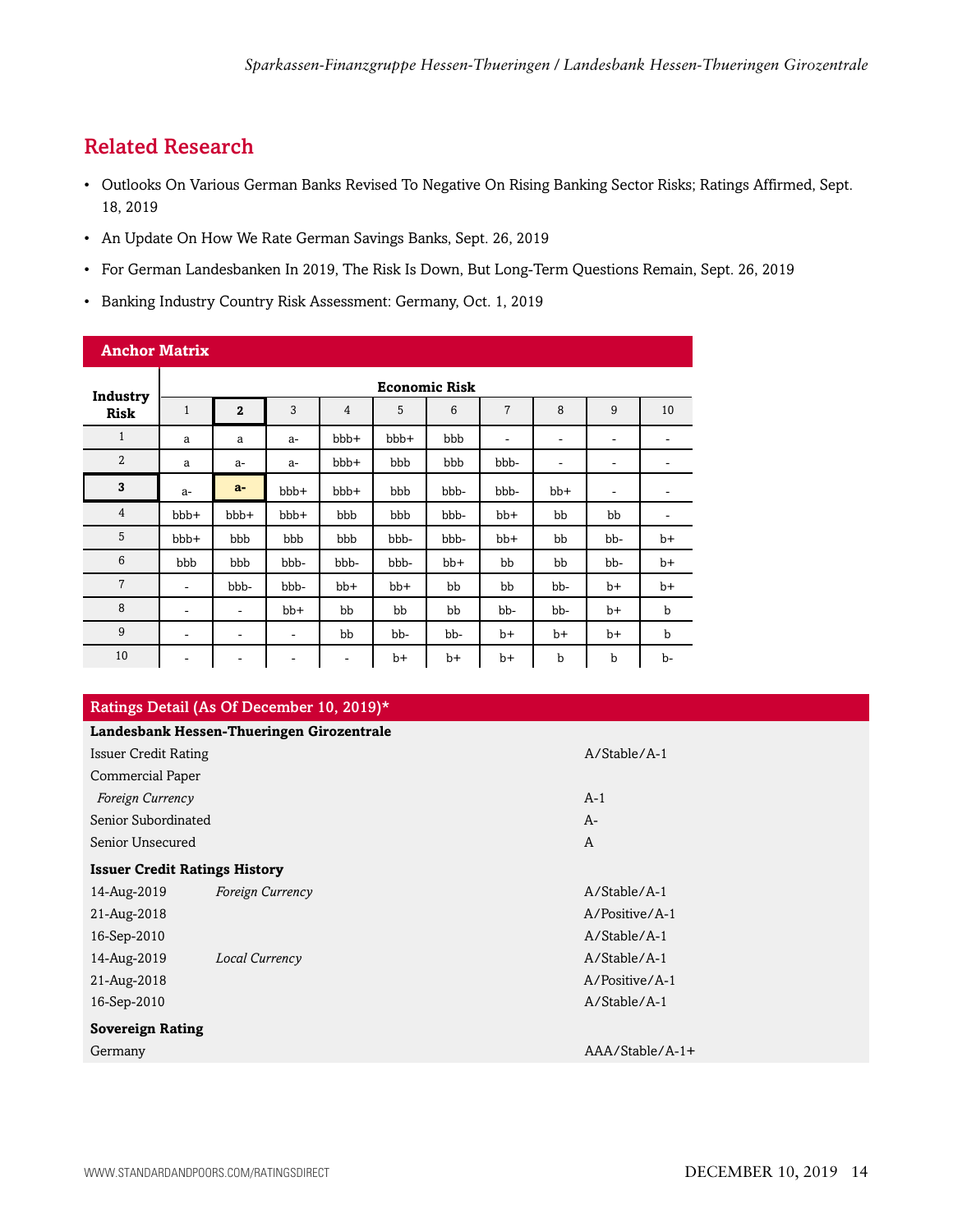## Related Research

- Outlooks On Various German Banks Revised To Negative On Rising Banking Sector Risks; Ratings Affirmed, Sept. 18, 2019
- An Update On How We Rate German Savings Banks, Sept. 26, 2019
- For German Landesbanken In 2019, The Risk Is Down, But Long-Term Questions Remain, Sept. 26, 2019
- Banking Industry Country Risk Assessment: Germany, Oct. 1, 2019

**Anchor Matrix**

| Industry Risk | Economic Risk | | | | | | | | | |
|---|---|---|---|---|---|---|---|---|---|---|
| | 1 | **2** | 3 | 4 | 5 | 6 | 7 | 8 | 9 | 10 |
| 1 | a | a | a- | bbb+ | bbb+ | bbb | - | - | - | - |
| 2 | a | a- | a- | bbb+ | bbb | bbb | bbb- | - | - | - |
| **3** | a- | **a-** | bbb+ | bbb+ | bbb | bbb- | bbb- | bb+ | - | - |
| 4 | bbb+ | bbb+ | bbb+ | bbb | bbb | bbb- | bb+ | bb | bb | - |
| 5 | bbb+ | bbb | bbb | bbb | bbb- | bbb- | bb+ | bb | bb- | b+ |
| 6 | bbb | bbb | bbb- | bbb- | bbb- | bb+ | bb | bb | bb- | b+ |
| 7 | - | bbb- | bbb- | bb+ | bb+ | bb | bb | bb- | b+ | b+ |
| 8 | - | - | bb+ | bb | bb | bb | bb- | bb- | b+ | b |
| 9 | - | - | - | bb | bb- | bb- | b+ | b+ | b+ | b |
| 10 | - | - | - | - | b+ | b+ | b+ | b | b | b- |

**Ratings Detail (As Of December 10, 2019)***

| | | |
|---|---|---|
| **Landesbank Hessen-Thueringen Girozentrale** | | |
| Issuer Credit Rating | | A/Stable/A-1 |
| Commercial Paper | | |
| *Foreign Currency* | | A-1 |
| Senior Subordinated | | A- |
| Senior Unsecured | | A |
| **Issuer Credit Ratings History** | | |
| 14-Aug-2019 | *Foreign Currency* | A/Stable/A-1 |
| 21-Aug-2018 | | A/Positive/A-1 |
| 16-Sep-2010 | | A/Stable/A-1 |
| 14-Aug-2019 | *Local Currency* | A/Stable/A-1 |
| 21-Aug-2018 | | A/Positive/A-1 |
| 16-Sep-2010 | | A/Stable/A-1 |
| **Sovereign Rating** | | |
| Germany | | AAA/Stable/A-1+ |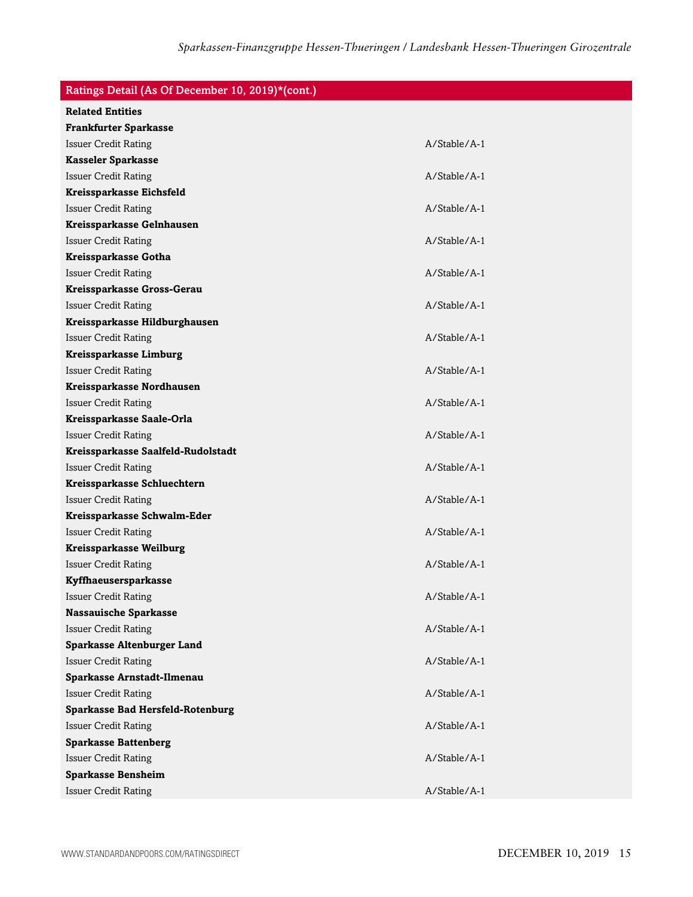| Ratings Detail (As Of December 10, 2019)*(cont.) | |
|---|---|
| **Related Entities** | |
| **Frankfurter Sparkasse** | |
| Issuer Credit Rating | A/Stable/A-1 |
| **Kasseler Sparkasse** | |
| Issuer Credit Rating | A/Stable/A-1 |
| **Kreissparkasse Eichsfeld** | |
| Issuer Credit Rating | A/Stable/A-1 |
| **Kreissparkasse Gelnhausen** | |
| Issuer Credit Rating | A/Stable/A-1 |
| **Kreissparkasse Gotha** | |
| Issuer Credit Rating | A/Stable/A-1 |
| **Kreissparkasse Gross-Gerau** | |
| Issuer Credit Rating | A/Stable/A-1 |
| **Kreissparkasse Hildburghausen** | |
| Issuer Credit Rating | A/Stable/A-1 |
| **Kreissparkasse Limburg** | |
| Issuer Credit Rating | A/Stable/A-1 |
| **Kreissparkasse Nordhausen** | |
| Issuer Credit Rating | A/Stable/A-1 |
| **Kreissparkasse Saale-Orla** | |
| Issuer Credit Rating | A/Stable/A-1 |
| **Kreissparkasse Saalfeld-Rudolstadt** | |
| Issuer Credit Rating | A/Stable/A-1 |
| **Kreissparkasse Schluechtern** | |
| Issuer Credit Rating | A/Stable/A-1 |
| **Kreissparkasse Schwalm-Eder** | |
| Issuer Credit Rating | A/Stable/A-1 |
| **Kreissparkasse Weilburg** | |
| Issuer Credit Rating | A/Stable/A-1 |
| **Kyffhaeusersparkasse** | |
| Issuer Credit Rating | A/Stable/A-1 |
| **Nassauische Sparkasse** | |
| Issuer Credit Rating | A/Stable/A-1 |
| **Sparkasse Altenburger Land** | |
| Issuer Credit Rating | A/Stable/A-1 |
| **Sparkasse Arnstadt-Ilmenau** | |
| Issuer Credit Rating | A/Stable/A-1 |
| **Sparkasse Bad Hersfeld-Rotenburg** | |
| Issuer Credit Rating | A/Stable/A-1 |
| **Sparkasse Battenberg** | |
| Issuer Credit Rating | A/Stable/A-1 |
| **Sparkasse Bensheim** | |
| Issuer Credit Rating | A/Stable/A-1 |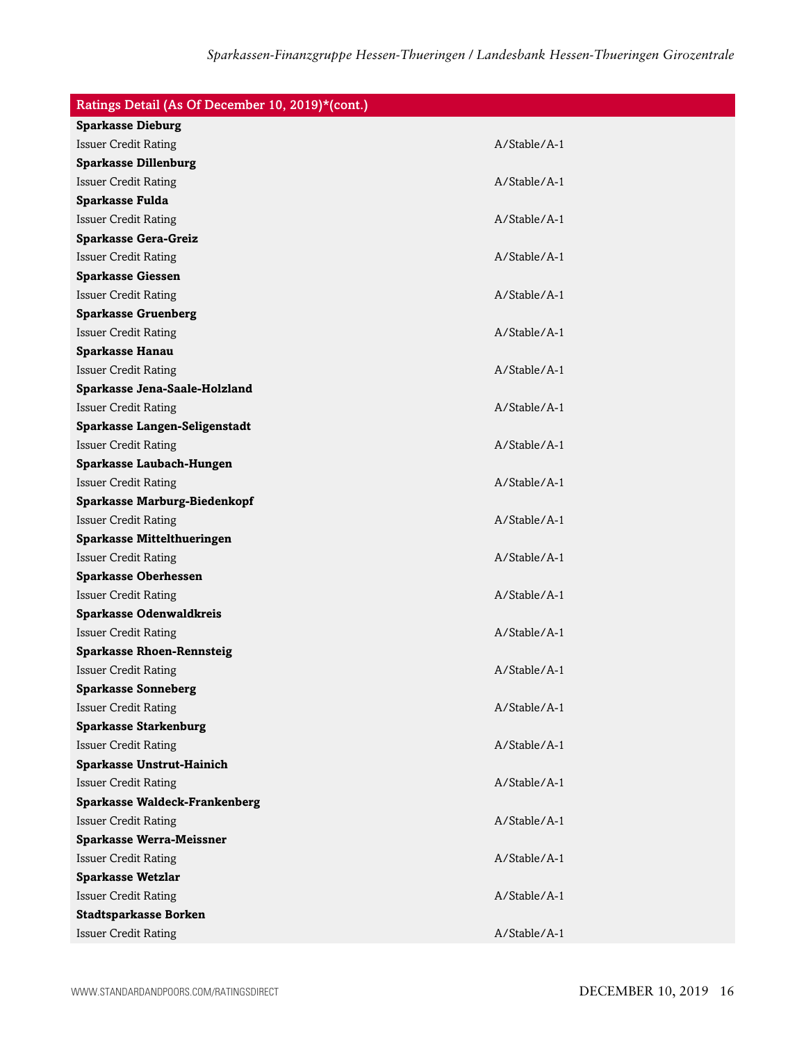| Ratings Detail (As Of December 10, 2019)*(cont.) | |
|---|---|
| **Sparkasse Dieburg** | |
| Issuer Credit Rating | A/Stable/A-1 |
| **Sparkasse Dillenburg** | |
| Issuer Credit Rating | A/Stable/A-1 |
| **Sparkasse Fulda** | |
| Issuer Credit Rating | A/Stable/A-1 |
| **Sparkasse Gera-Greiz** | |
| Issuer Credit Rating | A/Stable/A-1 |
| **Sparkasse Giessen** | |
| Issuer Credit Rating | A/Stable/A-1 |
| **Sparkasse Gruenberg** | |
| Issuer Credit Rating | A/Stable/A-1 |
| **Sparkasse Hanau** | |
| Issuer Credit Rating | A/Stable/A-1 |
| **Sparkasse Jena-Saale-Holzland** | |
| Issuer Credit Rating | A/Stable/A-1 |
| **Sparkasse Langen-Seligenstadt** | |
| Issuer Credit Rating | A/Stable/A-1 |
| **Sparkasse Laubach-Hungen** | |
| Issuer Credit Rating | A/Stable/A-1 |
| **Sparkasse Marburg-Biedenkopf** | |
| Issuer Credit Rating | A/Stable/A-1 |
| **Sparkasse Mittelthueringen** | |
| Issuer Credit Rating | A/Stable/A-1 |
| **Sparkasse Oberhessen** | |
| Issuer Credit Rating | A/Stable/A-1 |
| **Sparkasse Odenwaldkreis** | |
| Issuer Credit Rating | A/Stable/A-1 |
| **Sparkasse Rhoen-Rennsteig** | |
| Issuer Credit Rating | A/Stable/A-1 |
| **Sparkasse Sonneberg** | |
| Issuer Credit Rating | A/Stable/A-1 |
| **Sparkasse Starkenburg** | |
| Issuer Credit Rating | A/Stable/A-1 |
| **Sparkasse Unstrut-Hainich** | |
| Issuer Credit Rating | A/Stable/A-1 |
| **Sparkasse Waldeck-Frankenberg** | |
| Issuer Credit Rating | A/Stable/A-1 |
| **Sparkasse Werra-Meissner** | |
| Issuer Credit Rating | A/Stable/A-1 |
| **Sparkasse Wetzlar** | |
| Issuer Credit Rating | A/Stable/A-1 |
| **Stadtsparkasse Borken** | |
| Issuer Credit Rating | A/Stable/A-1 |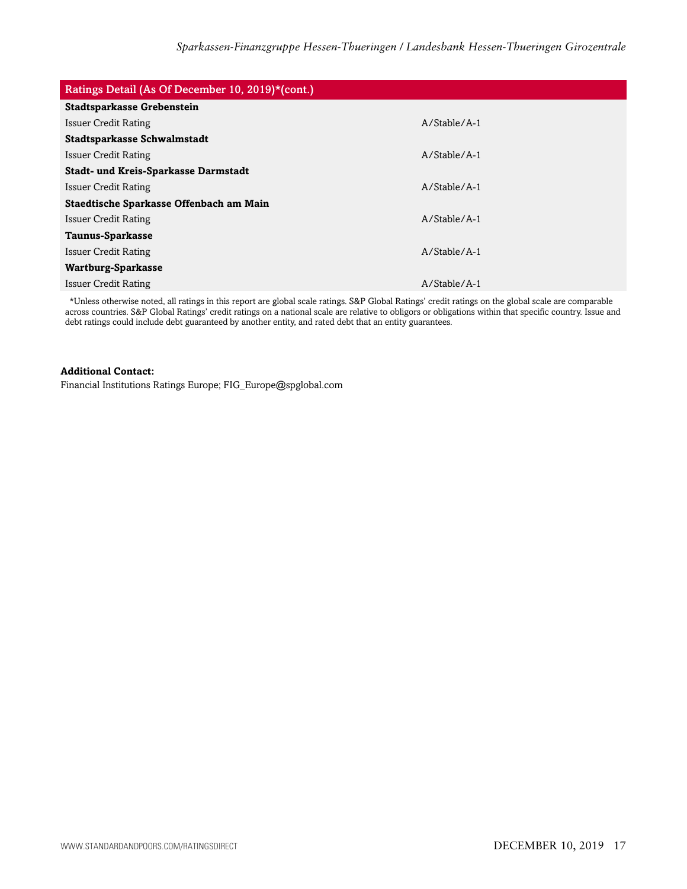| Ratings Detail (As Of December 10, 2019)*(cont.) | |
|---|---|
| **Stadtsparkasse Grebenstein** | |
| Issuer Credit Rating | A/Stable/A-1 |
| **Stadtsparkasse Schwalmstadt** | |
| Issuer Credit Rating | A/Stable/A-1 |
| **Stadt- und Kreis-Sparkasse Darmstadt** | |
| Issuer Credit Rating | A/Stable/A-1 |
| **Staedtische Sparkasse Offenbach am Main** | |
| Issuer Credit Rating | A/Stable/A-1 |
| **Taunus-Sparkasse** | |
| Issuer Credit Rating | A/Stable/A-1 |
| **Wartburg-Sparkasse** | |
| Issuer Credit Rating | A/Stable/A-1 |

*Unless otherwise noted, all ratings in this report are global scale ratings. S&P Global Ratings' credit ratings on the global scale are comparable across countries. S&P Global Ratings' credit ratings on a national scale are relative to obligors or obligations within that specific country. Issue and debt ratings could include debt guaranteed by another entity, and rated debt that an entity guarantees.

**Additional Contact:**
Financial Institutions Ratings Europe; FIG_Europe@spglobal.com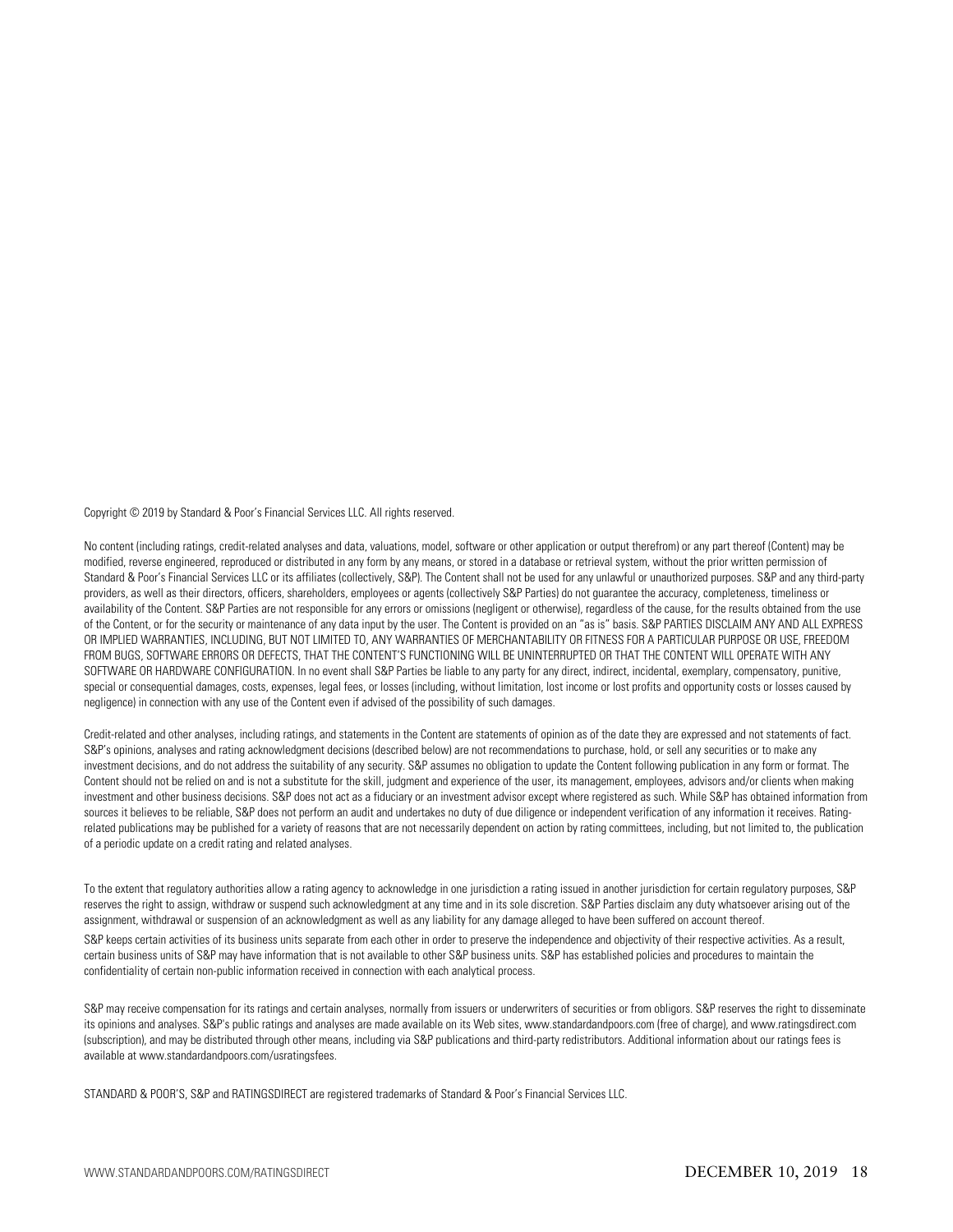Copyright © 2019 by Standard & Poor's Financial Services LLC. All rights reserved.

No content (including ratings, credit-related analyses and data, valuations, model, software or other application or output therefrom) or any part thereof (Content) may be modified, reverse engineered, reproduced or distributed in any form by any means, or stored in a database or retrieval system, without the prior written permission of Standard & Poor's Financial Services LLC or its affiliates (collectively, S&P). The Content shall not be used for any unlawful or unauthorized purposes. S&P and any third-party providers, as well as their directors, officers, shareholders, employees or agents (collectively S&P Parties) do not guarantee the accuracy, completeness, timeliness or availability of the Content. S&P Parties are not responsible for any errors or omissions (negligent or otherwise), regardless of the cause, for the results obtained from the use of the Content, or for the security or maintenance of any data input by the user. The Content is provided on an "as is" basis. S&P PARTIES DISCLAIM ANY AND ALL EXPRESS OR IMPLIED WARRANTIES, INCLUDING, BUT NOT LIMITED TO, ANY WARRANTIES OF MERCHANTABILITY OR FITNESS FOR A PARTICULAR PURPOSE OR USE, FREEDOM FROM BUGS, SOFTWARE ERRORS OR DEFECTS, THAT THE CONTENT'S FUNCTIONING WILL BE UNINTERRUPTED OR THAT THE CONTENT WILL OPERATE WITH ANY SOFTWARE OR HARDWARE CONFIGURATION. In no event shall S&P Parties be liable to any party for any direct, indirect, incidental, exemplary, compensatory, punitive, special or consequential damages, costs, expenses, legal fees, or losses (including, without limitation, lost income or lost profits and opportunity costs or losses caused by negligence) in connection with any use of the Content even if advised of the possibility of such damages.

Credit-related and other analyses, including ratings, and statements in the Content are statements of opinion as of the date they are expressed and not statements of fact. S&P's opinions, analyses and rating acknowledgment decisions (described below) are not recommendations to purchase, hold, or sell any securities or to make any investment decisions, and do not address the suitability of any security. S&P assumes no obligation to update the Content following publication in any form or format. The Content should not be relied on and is not a substitute for the skill, judgment and experience of the user, its management, employees, advisors and/or clients when making investment and other business decisions. S&P does not act as a fiduciary or an investment advisor except where registered as such. While S&P has obtained information from sources it believes to be reliable, S&P does not perform an audit and undertakes no duty of due diligence or independent verification of any information it receives. Rating-related publications may be published for a variety of reasons that are not necessarily dependent on action by rating committees, including, but not limited to, the publication of a periodic update on a credit rating and related analyses.

To the extent that regulatory authorities allow a rating agency to acknowledge in one jurisdiction a rating issued in another jurisdiction for certain regulatory purposes, S&P reserves the right to assign, withdraw or suspend such acknowledgment at any time and in its sole discretion. S&P Parties disclaim any duty whatsoever arising out of the assignment, withdrawal or suspension of an acknowledgment as well as any liability for any damage alleged to have been suffered on account thereof.

S&P keeps certain activities of its business units separate from each other in order to preserve the independence and objectivity of their respective activities. As a result, certain business units of S&P may have information that is not available to other S&P business units. S&P has established policies and procedures to maintain the confidentiality of certain non-public information received in connection with each analytical process.

S&P may receive compensation for its ratings and certain analyses, normally from issuers or underwriters of securities or from obligors. S&P reserves the right to disseminate its opinions and analyses. S&P's public ratings and analyses are made available on its Web sites, www.standardandpoors.com (free of charge), and www.ratingsdirect.com (subscription), and may be distributed through other means, including via S&P publications and third-party redistributors. Additional information about our ratings fees is available at www.standardandpoors.com/usratingsfees.

STANDARD & POOR'S, S&P and RATINGSDIRECT are registered trademarks of Standard & Poor's Financial Services LLC.